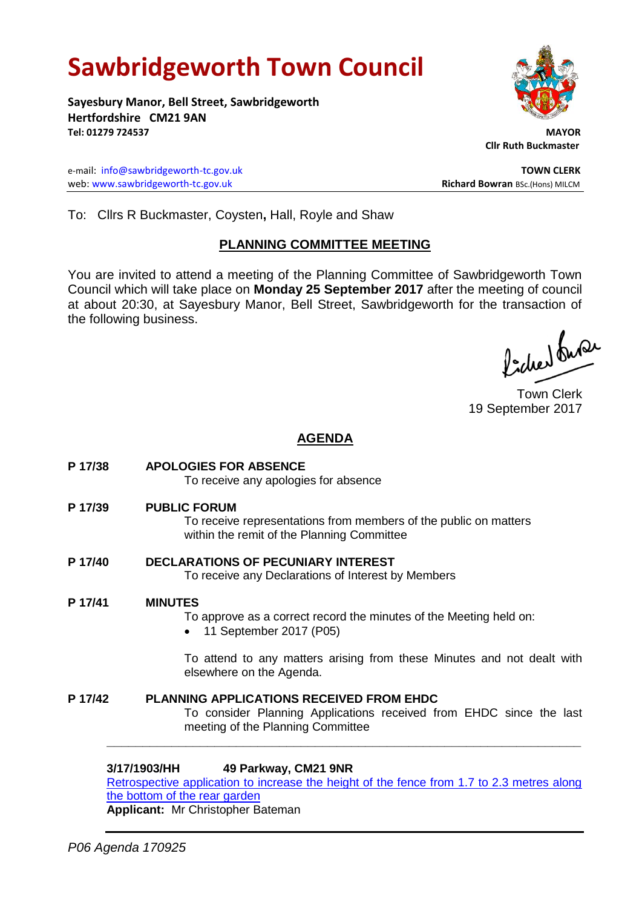# Sawbridgeworth Town Council

**Sayesbury Manor, Bell Street, Sawbridgeworth**
**Hertfordshire CM21 9AN**
**Tel: 01279 724537**

**MAYOR**
**Cllr Ruth Buckmaster**

e-mail: info@sawbridgeworth-tc.gov.uk
web: www.sawbridgeworth-tc.gov.uk

**TOWN CLERK**
**Richard Bowran** BSc.(Hons) MILCM

To: Cllrs R Buckmaster, Coysten**,** Hall, Royle and Shaw

## PLANNING COMMITTEE MEETING

You are invited to attend a meeting of the Planning Committee of Sawbridgeworth Town Council which will take place on **Monday 25 September 2017** after the meeting of council at about 20:30, at Sayesbury Manor, Bell Street, Sawbridgeworth for the transaction of the following business.

Town Clerk
19 September 2017

## AGENDA

**P 17/38 APOLOGIES FOR ABSENCE**
To receive any apologies for absence

**P 17/39 PUBLIC FORUM**
To receive representations from members of the public on matters within the remit of the Planning Committee

**P 17/40 DECLARATIONS OF PECUNIARY INTEREST**
To receive any Declarations of Interest by Members

**P 17/41 MINUTES**
To approve as a correct record the minutes of the Meeting held on:

- 11 September 2017 (P05)

To attend to any matters arising from these Minutes and not dealt with elsewhere on the Agenda.

**P 17/42 PLANNING APPLICATIONS RECEIVED FROM EHDC**
To consider Planning Applications received from EHDC since the last meeting of the Planning Committee

---

**3/17/1903/HH 49 Parkway, CM21 9NR**
Retrospective application to increase the height of the fence from 1.7 to 2.3 metres along the bottom of the rear garden
**Applicant:** Mr Christopher Bateman

*P06 Agenda 170925*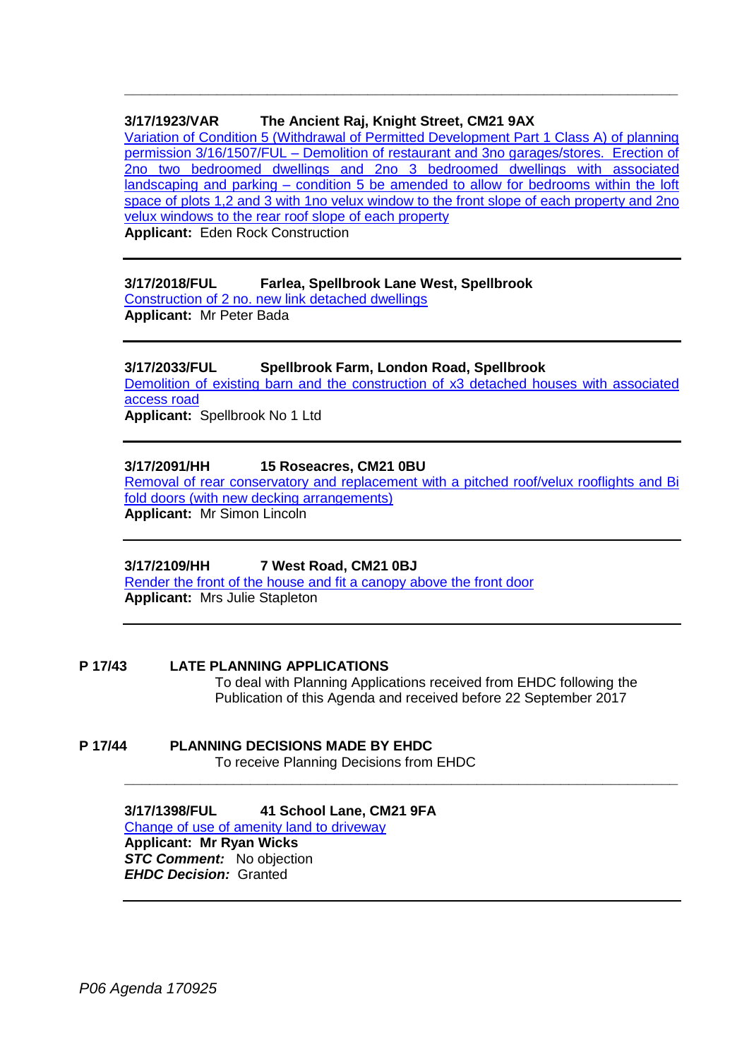---

**3/17/1923/VAR The Ancient Raj, Knight Street, CM21 9AX**

Variation of Condition 5 (Withdrawal of Permitted Development Part 1 Class A) of planning permission 3/16/1507/FUL – Demolition of restaurant and 3no garages/stores. Erection of 2no two bedroomed dwellings and 2no 3 bedroomed dwellings with associated landscaping and parking – condition 5 be amended to allow for bedrooms within the loft space of plots 1,2 and 3 with 1no velux window to the front slope of each property and 2no velux windows to the rear roof slope of each property

**Applicant:** Eden Rock Construction

---

**3/17/2018/FUL Farlea, Spellbrook Lane West, Spellbrook**

Construction of 2 no. new link detached dwellings

**Applicant:** Mr Peter Bada

---

**3/17/2033/FUL Spellbrook Farm, London Road, Spellbrook**

Demolition of existing barn and the construction of x3 detached houses with associated access road

**Applicant:** Spellbrook No 1 Ltd

---

**3/17/2091/HH 15 Roseacres, CM21 0BU**

Removal of rear conservatory and replacement with a pitched roof/velux rooflights and Bi fold doors (with new decking arrangements)

**Applicant:** Mr Simon Lincoln

---

**3/17/2109/HH 7 West Road, CM21 0BJ**

Render the front of the house and fit a canopy above the front door

**Applicant:** Mrs Julie Stapleton

---

**P 17/43 LATE PLANNING APPLICATIONS**

To deal with Planning Applications received from EHDC following the Publication of this Agenda and received before 22 September 2017

**P 17/44 PLANNING DECISIONS MADE BY EHDC**

To receive Planning Decisions from EHDC

---

**3/17/1398/FUL 41 School Lane, CM21 9FA**

Change of use of amenity land to driveway

**Applicant: Mr Ryan Wicks**

***STC Comment:*** No objection

***EHDC Decision:*** Granted

---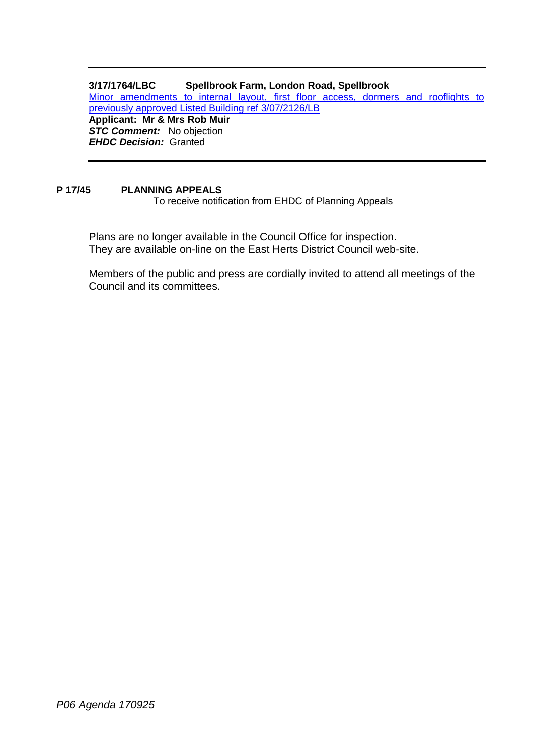---

**3/17/1764/LBC Spellbrook Farm, London Road, Spellbrook**

[Minor amendments to internal layout, first floor access, dormers and rooflights to previously approved Listed Building ref 3/07/2126/LB]

**Applicant: Mr & Mrs Rob Muir**

***STC Comment:*** No objection

***EHDC Decision:*** Granted

---

**P 17/45 PLANNING APPEALS**

To receive notification from EHDC of Planning Appeals

Plans are no longer available in the Council Office for inspection.
They are available on-line on the East Herts District Council web-site.

Members of the public and press are cordially invited to attend all meetings of the Council and its committees.

*P06 Agenda 170925*